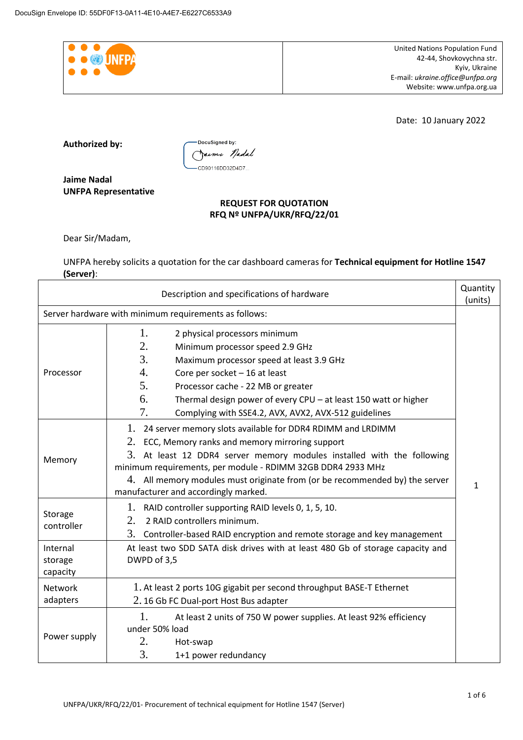DocuSign Envelope ID: 55DF0F13-0A11-4E10-A4E7-E6227C6533A9

United Nations Population Fund
42-44, Shovkovychna str.
Kyiv, Ukraine
E-mail: *ukraine.office@unfpa.org*
Website: www.unfpa.org.ua

Date: 10 January 2022

**Authorized by:**

DocuSigned by:
Jaime Nadal
CD90116DD32D4D7...

**Jaime Nadal**
**UNFPA Representative**

**REQUEST FOR QUOTATION**
**RFQ № UNFPA/UKR/RFQ/22/01**

Dear Sir/Madam,

UNFPA hereby solicits a quotation for the car dashboard cameras for **Technical equipment for Hotline 1547 (Server)**:

| Description and specifications of hardware | | Quantity (units) |
|---|---|---|
| Server hardware with minimum requirements as follows: | | 1 |
| Processor | 1. 2 physical processors minimum<br>2. Minimum processor speed 2.9 GHz<br>3. Maximum processor speed at least 3.9 GHz<br>4. Core per socket – 16 at least<br>5. Processor cache - 22 MB or greater<br>6. Thermal design power of every CPU – at least 150 watt or higher<br>7. Complying with SSE4.2, AVX, AVX2, AVX-512 guidelines | |
| Memory | 1. 24 server memory slots available for DDR4 RDIMM and LRDIMM<br>2. ECC, Memory ranks and memory mirroring support<br>3. At least 12 DDR4 server memory modules installed with the following minimum requirements, per module - RDIMM 32GB DDR4 2933 MHz<br>4. All memory modules must originate from (or be recommended by) the server manufacturer and accordingly marked. | |
| Storage controller | 1. RAID controller supporting RAID levels 0, 1, 5, 10.<br>2. 2 RAID controllers minimum.<br>3. Controller-based RAID encryption and remote storage and key management | |
| Internal storage capacity | At least two SDD SATA disk drives with at least 480 Gb of storage capacity and DWPD of 3,5 | |
| Network adapters | 1. At least 2 ports 10G gigabit per second throughput BASE-T Ethernet<br>2. 16 Gb FC Dual-port Host Bus adapter | |
| Power supply | 1. At least 2 units of 750 W power supplies. At least 92% efficiency under 50% load<br>2. Hot-swap<br>3. 1+1 power redundancy | |

UNFPA/UKR/RFQ/22/01- Procurement of technical equipment for Hotline 1547 (Server)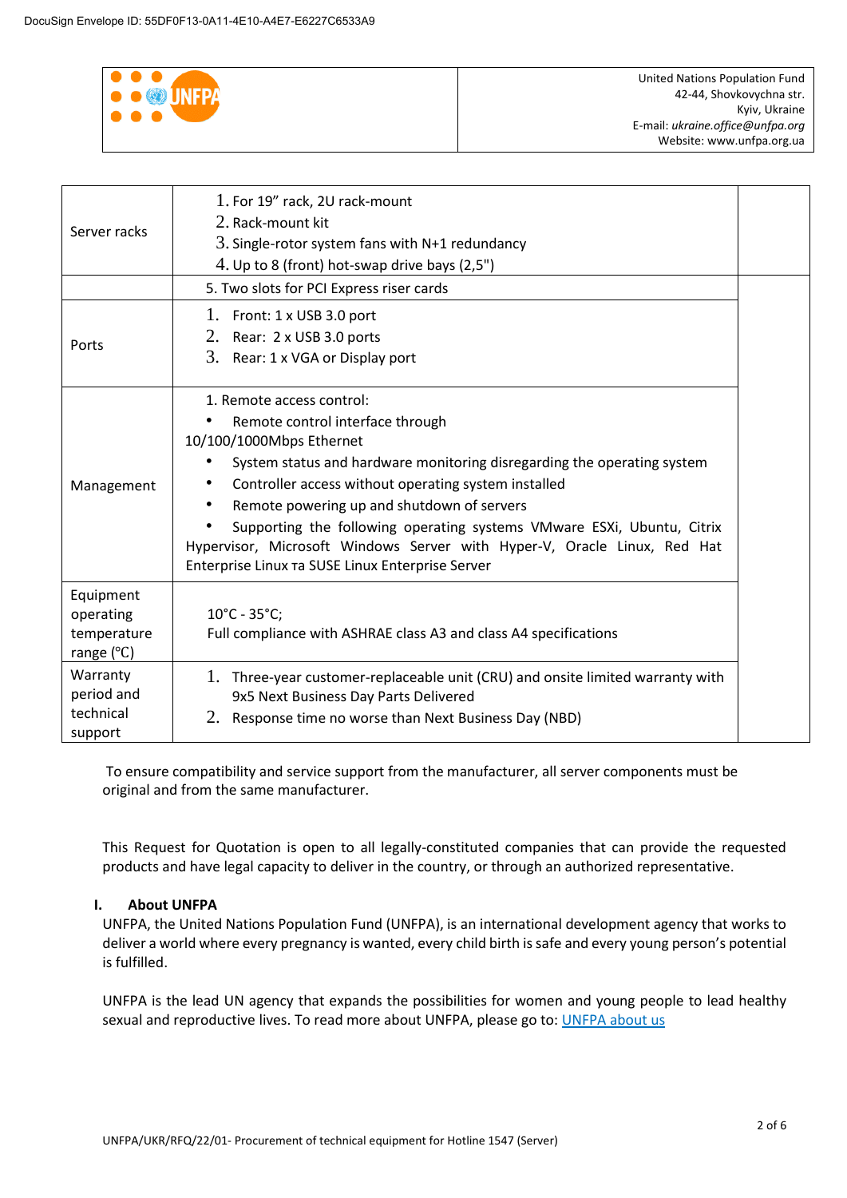United Nations Population Fund
42-44, Shovkovychna str.
Kyiv, Ukraine
E-mail: *ukraine.office@unfpa.org*
Website: www.unfpa.org.ua

| | | |
|---|---|---|
| Server racks | 1. For 19" rack, 2U rack-mount<br>2. Rack-mount kit<br>3. Single-rotor system fans with N+1 redundancy<br>4. Up to 8 (front) hot-swap drive bays (2,5") | |
| | 5. Two slots for PCI Express riser cards | |
| Ports | 1. Front: 1 x USB 3.0 port<br>2. Rear: 2 x USB 3.0 ports<br>3. Rear: 1 x VGA or Display port | |
| Management | 1. Remote access control:<br>• Remote control interface through 10/100/1000Mbps Ethernet<br>• System status and hardware monitoring disregarding the operating system<br>• Controller access without operating system installed<br>• Remote powering up and shutdown of servers<br>• Supporting the following operating systems VMware ESXi, Ubuntu, Citrix Hypervisor, Microsoft Windows Server with Hyper-V, Oracle Linux, Red Hat Enterprise Linux та SUSE Linux Enterprise Server | |
| Equipment operating temperature range (°C) | 10°C - 35°C;<br>Full compliance with ASHRAE class A3 and class A4 specifications | |
| Warranty period and technical support | 1. Three-year customer-replaceable unit (CRU) and onsite limited warranty with 9x5 Next Business Day Parts Delivered<br>2. Response time no worse than Next Business Day (NBD) | |

To ensure compatibility and service support from the manufacturer, all server components must be original and from the same manufacturer.

This Request for Quotation is open to all legally-constituted companies that can provide the requested products and have legal capacity to deliver in the country, or through an authorized representative.

## I. About UNFPA

UNFPA, the United Nations Population Fund (UNFPA), is an international development agency that works to deliver a world where every pregnancy is wanted, every child birth is safe and every young person's potential is fulfilled.

UNFPA is the lead UN agency that expands the possibilities for women and young people to lead healthy sexual and reproductive lives. To read more about UNFPA, please go to: UNFPA about us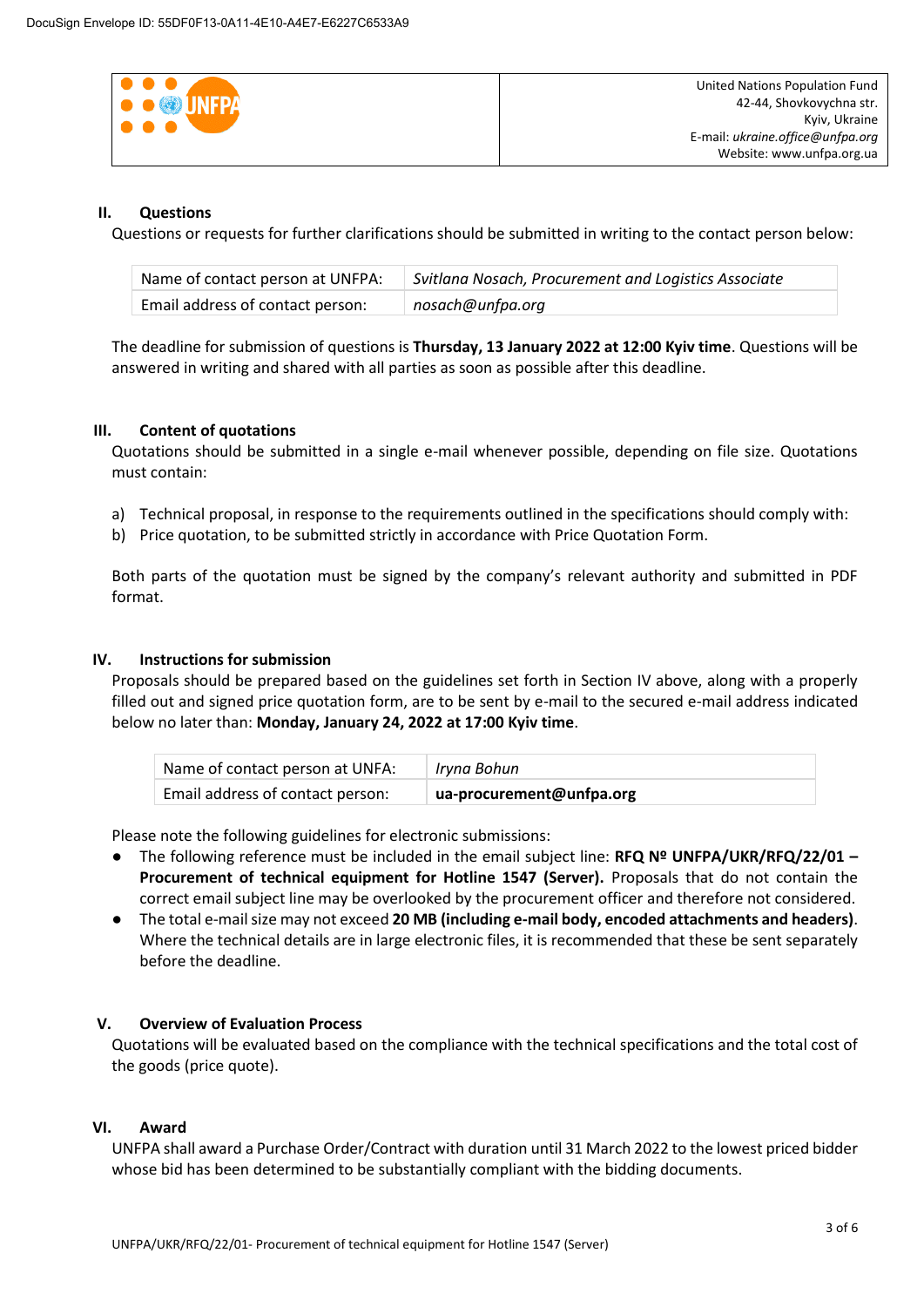DocuSign Envelope ID: 55DF0F13-0A11-4E10-A4E7-E6227C6533A9

| | United Nations Population Fund<br>42-44, Shovkovychna str.<br>Kyiv, Ukraine<br>E-mail: *ukraine.office@unfpa.org*<br>Website: www.unfpa.org.ua |
|---|---|

## II. Questions

Questions or requests for further clarifications should be submitted in writing to the contact person below:

| Name of contact person at UNFPA: | *Svitlana Nosach, Procurement and Logistics Associate* |
|---|---|
| Email address of contact person: | *nosach@unfpa.org* |

The deadline for submission of questions is **Thursday, 13 January 2022 at 12:00 Kyiv time**. Questions will be answered in writing and shared with all parties as soon as possible after this deadline.

## III. Content of quotations

Quotations should be submitted in a single e-mail whenever possible, depending on file size. Quotations must contain:

a) Technical proposal, in response to the requirements outlined in the specifications should comply with:
b) Price quotation, to be submitted strictly in accordance with Price Quotation Form.

Both parts of the quotation must be signed by the company's relevant authority and submitted in PDF format.

## IV. Instructions for submission

Proposals should be prepared based on the guidelines set forth in Section IV above, along with a properly filled out and signed price quotation form, are to be sent by e-mail to the secured e-mail address indicated below no later than: **Monday, January 24, 2022 at 17:00 Kyiv time**.

| Name of contact person at UNFA: | *Iryna Bohun* |
|---|---|
| Email address of contact person: | **ua-procurement@unfpa.org** |

Please note the following guidelines for electronic submissions:

- The following reference must be included in the email subject line: **RFQ Nº UNFPA/UKR/RFQ/22/01 – Procurement of technical equipment for Hotline 1547 (Server).** Proposals that do not contain the correct email subject line may be overlooked by the procurement officer and therefore not considered.
- The total e-mail size may not exceed **20 MB (including e-mail body, encoded attachments and headers)**. Where the technical details are in large electronic files, it is recommended that these be sent separately before the deadline.

## V. Overview of Evaluation Process

Quotations will be evaluated based on the compliance with the technical specifications and the total cost of the goods (price quote).

## VI. Award

UNFPA shall award a Purchase Order/Contract with duration until 31 March 2022 to the lowest priced bidder whose bid has been determined to be substantially compliant with the bidding documents.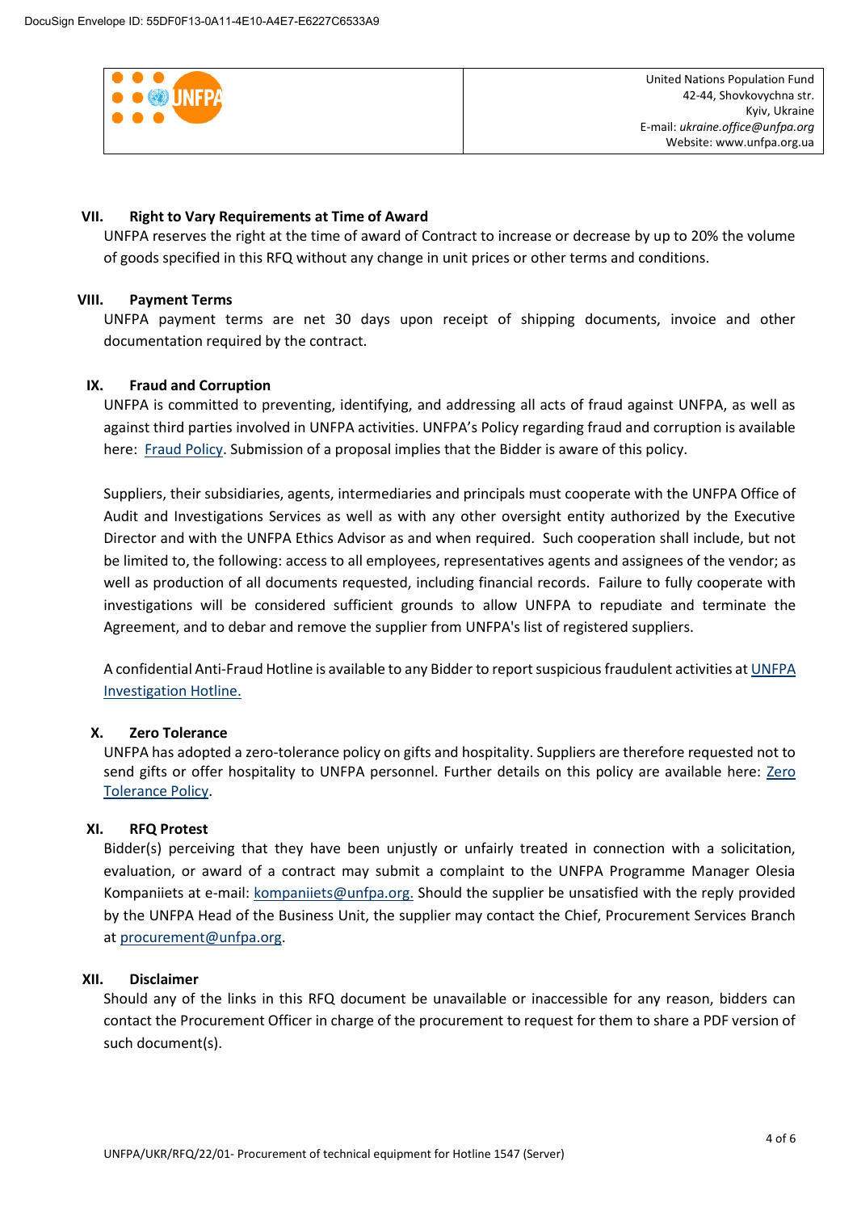## VII. Right to Vary Requirements at Time of Award

UNFPA reserves the right at the time of award of Contract to increase or decrease by up to 20% the volume of goods specified in this RFQ without any change in unit prices or other terms and conditions.

## VIII. Payment Terms

UNFPA payment terms are net 30 days upon receipt of shipping documents, invoice and other documentation required by the contract.

## IX. Fraud and Corruption

UNFPA is committed to preventing, identifying, and addressing all acts of fraud against UNFPA, as well as against third parties involved in UNFPA activities. UNFPA's Policy regarding fraud and corruption is available here: Fraud Policy. Submission of a proposal implies that the Bidder is aware of this policy.

Suppliers, their subsidiaries, agents, intermediaries and principals must cooperate with the UNFPA Office of Audit and Investigations Services as well as with any other oversight entity authorized by the Executive Director and with the UNFPA Ethics Advisor as and when required. Such cooperation shall include, but not be limited to, the following: access to all employees, representatives agents and assignees of the vendor; as well as production of all documents requested, including financial records. Failure to fully cooperate with investigations will be considered sufficient grounds to allow UNFPA to repudiate and terminate the Agreement, and to debar and remove the supplier from UNFPA's list of registered suppliers.

A confidential Anti-Fraud Hotline is available to any Bidder to report suspicious fraudulent activities at UNFPA Investigation Hotline.

## X. Zero Tolerance

UNFPA has adopted a zero-tolerance policy on gifts and hospitality. Suppliers are therefore requested not to send gifts or offer hospitality to UNFPA personnel. Further details on this policy are available here: Zero Tolerance Policy.

## XI. RFQ Protest

Bidder(s) perceiving that they have been unjustly or unfairly treated in connection with a solicitation, evaluation, or award of a contract may submit a complaint to the UNFPA Programme Manager Olesia Kompaniiets at e-mail: kompaniiets@unfpa.org. Should the supplier be unsatisfied with the reply provided by the UNFPA Head of the Business Unit, the supplier may contact the Chief, Procurement Services Branch at procurement@unfpa.org.

## XII. Disclaimer

Should any of the links in this RFQ document be unavailable or inaccessible for any reason, bidders can contact the Procurement Officer in charge of the procurement to request for them to share a PDF version of such document(s).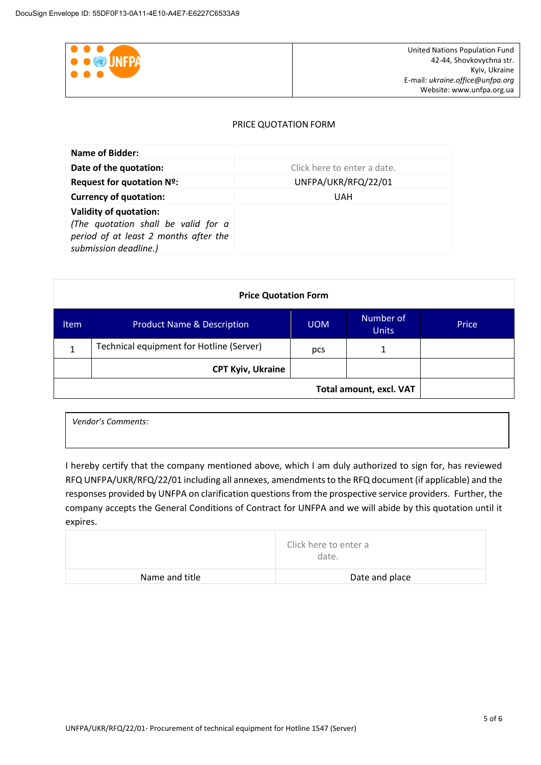DocuSign Envelope ID: 55DF0F13-0A11-4E10-A4E7-E6227C6533A9

| | United Nations Population Fund<br>42-44, Shovkovychna str.<br>Kyiv, Ukraine<br>E-mail: *ukraine.office@unfpa.org*<br>Website: www.unfpa.org.ua |
|---|---|

PRICE QUOTATION FORM

| | |
|---|---|
| **Name of Bidder:** | |
| **Date of the quotation:** | Click here to enter a date. |
| **Request for quotation Nº:** | UNFPA/UKR/RFQ/22/01 |
| **Currency of quotation:** | UAH |
| **Validity of quotation:**<br>*(The quotation shall be valid for a period of at least 2 months after the submission deadline.)* | |

**Price Quotation Form**

| Item | Product Name & Description | UOM | Number of Units | Price |
|---|---|---|---|---|
| 1 | Technical equipment for Hotline (Server) | pcs | 1 | |
| | **CPT Kyiv, Ukraine** | | | |
| | | | **Total amount, excl. VAT** | |

*Vendor's Comments:*

I hereby certify that the company mentioned above, which I am duly authorized to sign for, has reviewed RFQ UNFPA/UKR/RFQ/22/01 including all annexes, amendments to the RFQ document (if applicable) and the responses provided by UNFPA on clarification questions from the prospective service providers. Further, the company accepts the General Conditions of Contract for UNFPA and we will abide by this quotation until it expires.

| | |
|---|---|
| | Click here to enter a date. |
| Name and title | Date and place |

UNFPA/UKR/RFQ/22/01- Procurement of technical equipment for Hotline 1547 (Server)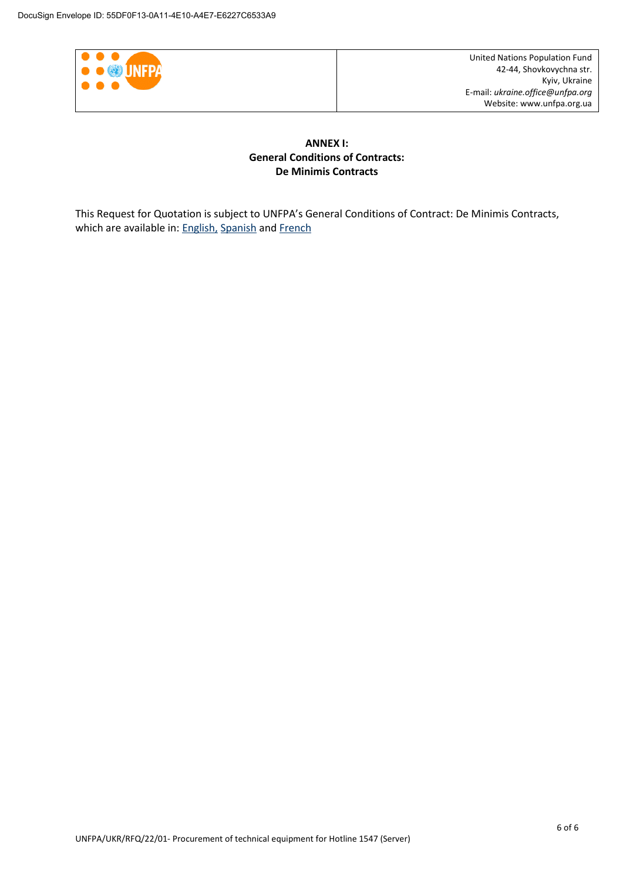United Nations Population Fund
42-44, Shovkovychna str.
Kyiv, Ukraine
E-mail: *ukraine.office@unfpa.org*
Website: www.unfpa.org.ua

## ANNEX I:
## General Conditions of Contracts:
## De Minimis Contracts

This Request for Quotation is subject to UNFPA's General Conditions of Contract: De Minimis Contracts, which are available in: English, Spanish and French